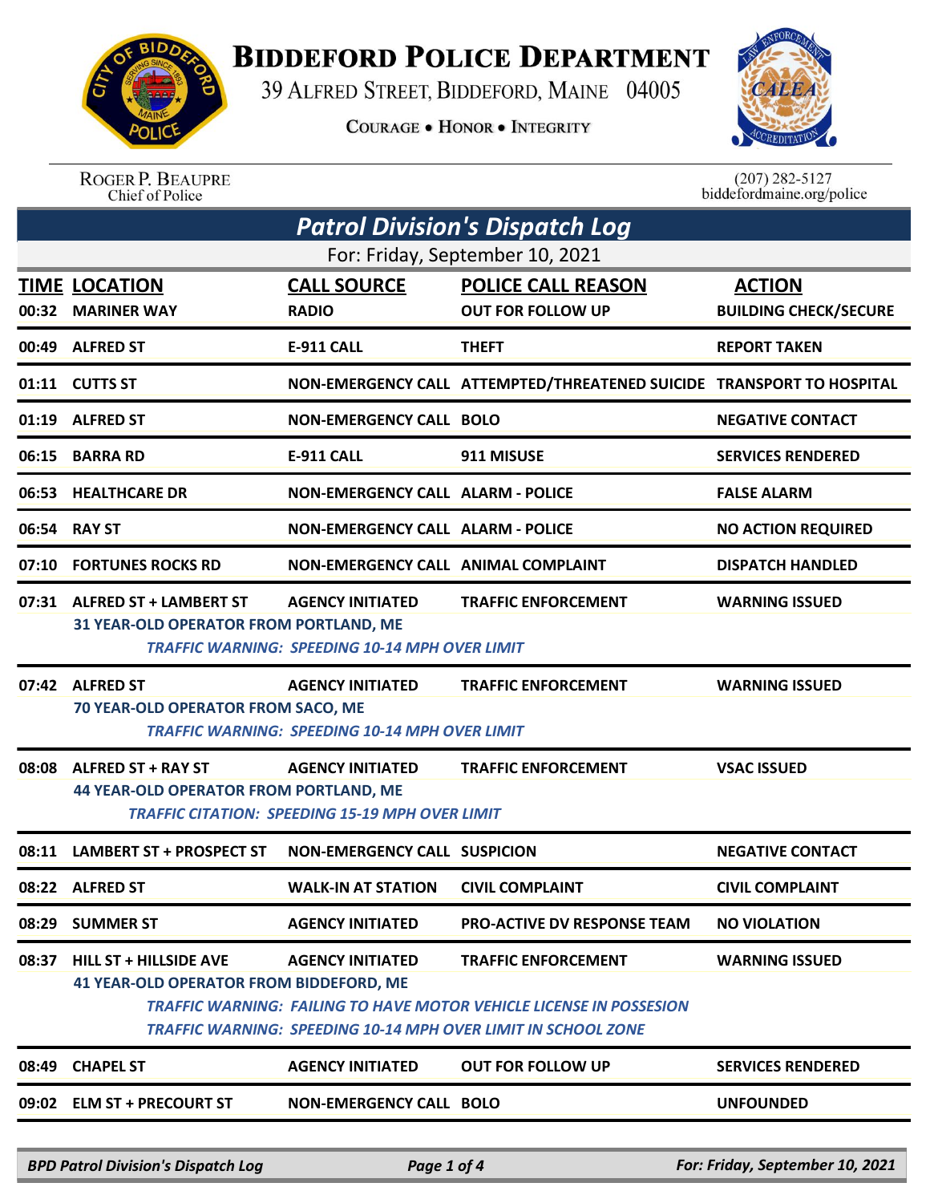# Biddeford Police Department

39 Alfred Street, Biddeford, Maine 04005

Courage • Honor • Integrity

Roger P. Beaupre
Chief of Police

(207) 282-5127
biddefordmaine.org/police

## *Patrol Division's Dispatch Log*

For: Friday, September 10, 2021

| TIME | LOCATION | CALL SOURCE | POLICE CALL REASON | ACTION |
|---|---|---|---|---|
| 00:32 | MARINER WAY | RADIO | OUT FOR FOLLOW UP | BUILDING CHECK/SECURE |
| 00:49 | ALFRED ST | E-911 CALL | THEFT | REPORT TAKEN |
| 01:11 | CUTTS ST | NON-EMERGENCY CALL | ATTEMPTED/THREATENED SUICIDE | TRANSPORT TO HOSPITAL |
| 01:19 | ALFRED ST | NON-EMERGENCY CALL | BOLO | NEGATIVE CONTACT |
| 06:15 | BARRA RD | E-911 CALL | 911 MISUSE | SERVICES RENDERED |
| 06:53 | HEALTHCARE DR | NON-EMERGENCY CALL | ALARM - POLICE | FALSE ALARM |
| 06:54 | RAY ST | NON-EMERGENCY CALL | ALARM - POLICE | NO ACTION REQUIRED |
| 07:10 | FORTUNES ROCKS RD | NON-EMERGENCY CALL | ANIMAL COMPLAINT | DISPATCH HANDLED |
| 07:31 | ALFRED ST + LAMBERT ST | AGENCY INITIATED | TRAFFIC ENFORCEMENT | WARNING ISSUED |
| | 31 YEAR-OLD OPERATOR FROM PORTLAND, ME<br>*TRAFFIC WARNING: SPEEDING 10-14 MPH OVER LIMIT* | | | |
| 07:42 | ALFRED ST | AGENCY INITIATED | TRAFFIC ENFORCEMENT | WARNING ISSUED |
| | 70 YEAR-OLD OPERATOR FROM SACO, ME<br>*TRAFFIC WARNING: SPEEDING 10-14 MPH OVER LIMIT* | | | |
| 08:08 | ALFRED ST + RAY ST | AGENCY INITIATED | TRAFFIC ENFORCEMENT | VSAC ISSUED |
| | 44 YEAR-OLD OPERATOR FROM PORTLAND, ME<br>*TRAFFIC CITATION: SPEEDING 15-19 MPH OVER LIMIT* | | | |
| 08:11 | LAMBERT ST + PROSPECT ST | NON-EMERGENCY CALL | SUSPICION | NEGATIVE CONTACT |
| 08:22 | ALFRED ST | WALK-IN AT STATION | CIVIL COMPLAINT | CIVIL COMPLAINT |
| 08:29 | SUMMER ST | AGENCY INITIATED | PRO-ACTIVE DV RESPONSE TEAM | NO VIOLATION |
| 08:37 | HILL ST + HILLSIDE AVE | AGENCY INITIATED | TRAFFIC ENFORCEMENT | WARNING ISSUED |
| | 41 YEAR-OLD OPERATOR FROM BIDDEFORD, ME<br>*TRAFFIC WARNING: FAILING TO HAVE MOTOR VEHICLE LICENSE IN POSSESION*<br>*TRAFFIC WARNING: SPEEDING 10-14 MPH OVER LIMIT IN SCHOOL ZONE* | | | |
| 08:49 | CHAPEL ST | AGENCY INITIATED | OUT FOR FOLLOW UP | SERVICES RENDERED |
| 09:02 | ELM ST + PRECOURT ST | NON-EMERGENCY CALL | BOLO | UNFOUNDED |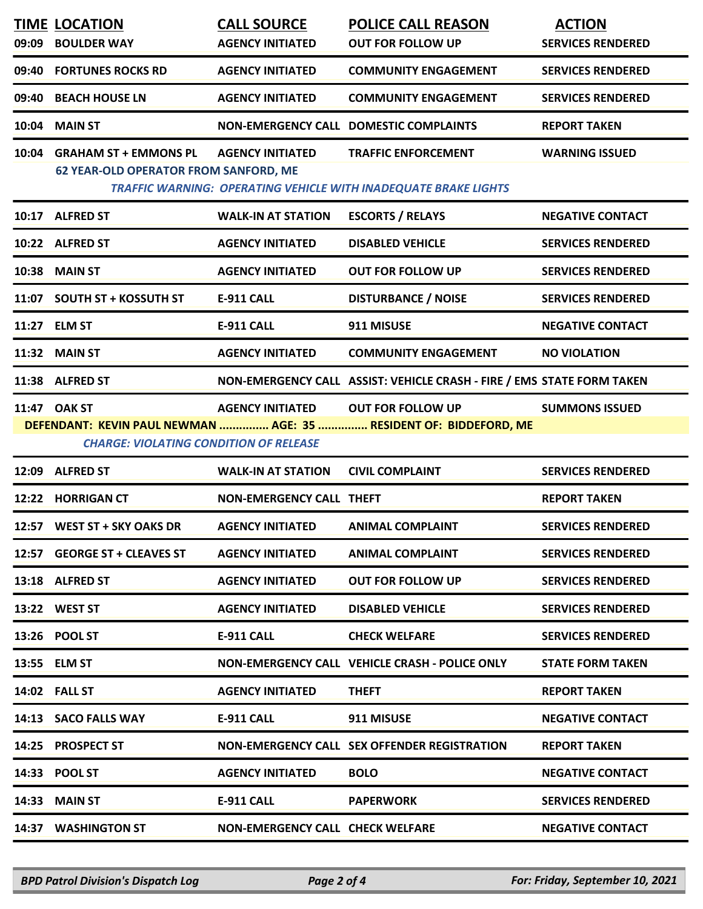| TIME | LOCATION | CALL SOURCE | POLICE CALL REASON | ACTION |
|---|---|---|---|---|
| 09:09 | BOULDER WAY | AGENCY INITIATED | OUT FOR FOLLOW UP | SERVICES RENDERED |
| 09:40 | FORTUNES ROCKS RD | AGENCY INITIATED | COMMUNITY ENGAGEMENT | SERVICES RENDERED |
| 09:40 | BEACH HOUSE LN | AGENCY INITIATED | COMMUNITY ENGAGEMENT | SERVICES RENDERED |
| 10:04 | MAIN ST | NON-EMERGENCY CALL | DOMESTIC COMPLAINTS | REPORT TAKEN |
| 10:04 | GRAHAM ST + EMMONS PL | AGENCY INITIATED | TRAFFIC ENFORCEMENT | WARNING ISSUED |
| | 62 YEAR-OLD OPERATOR FROM SANFORD, ME | | | |
| | *TRAFFIC WARNING: OPERATING VEHICLE WITH INADEQUATE BRAKE LIGHTS* | | | |
| 10:17 | ALFRED ST | WALK-IN AT STATION | ESCORTS / RELAYS | NEGATIVE CONTACT |
| 10:22 | ALFRED ST | AGENCY INITIATED | DISABLED VEHICLE | SERVICES RENDERED |
| 10:38 | MAIN ST | AGENCY INITIATED | OUT FOR FOLLOW UP | SERVICES RENDERED |
| 11:07 | SOUTH ST + KOSSUTH ST | E-911 CALL | DISTURBANCE / NOISE | SERVICES RENDERED |
| 11:27 | ELM ST | E-911 CALL | 911 MISUSE | NEGATIVE CONTACT |
| 11:32 | MAIN ST | AGENCY INITIATED | COMMUNITY ENGAGEMENT | NO VIOLATION |
| 11:38 | ALFRED ST | NON-EMERGENCY CALL | ASSIST: VEHICLE CRASH - FIRE / EMS | STATE FORM TAKEN |
| 11:47 | OAK ST | AGENCY INITIATED | OUT FOR FOLLOW UP | SUMMONS ISSUED |
| | DEFENDANT: KEVIN PAUL NEWMAN ............... AGE: 35 ............... RESIDENT OF: BIDDEFORD, ME | | | |
| | *CHARGE: VIOLATING CONDITION OF RELEASE* | | | |
| 12:09 | ALFRED ST | WALK-IN AT STATION | CIVIL COMPLAINT | SERVICES RENDERED |
| 12:22 | HORRIGAN CT | NON-EMERGENCY CALL | THEFT | REPORT TAKEN |
| 12:57 | WEST ST + SKY OAKS DR | AGENCY INITIATED | ANIMAL COMPLAINT | SERVICES RENDERED |
| 12:57 | GEORGE ST + CLEAVES ST | AGENCY INITIATED | ANIMAL COMPLAINT | SERVICES RENDERED |
| 13:18 | ALFRED ST | AGENCY INITIATED | OUT FOR FOLLOW UP | SERVICES RENDERED |
| 13:22 | WEST ST | AGENCY INITIATED | DISABLED VEHICLE | SERVICES RENDERED |
| 13:26 | POOL ST | E-911 CALL | CHECK WELFARE | SERVICES RENDERED |
| 13:55 | ELM ST | NON-EMERGENCY CALL | VEHICLE CRASH - POLICE ONLY | STATE FORM TAKEN |
| 14:02 | FALL ST | AGENCY INITIATED | THEFT | REPORT TAKEN |
| 14:13 | SACO FALLS WAY | E-911 CALL | 911 MISUSE | NEGATIVE CONTACT |
| 14:25 | PROSPECT ST | NON-EMERGENCY CALL | SEX OFFENDER REGISTRATION | REPORT TAKEN |
| 14:33 | POOL ST | AGENCY INITIATED | BOLO | NEGATIVE CONTACT |
| 14:33 | MAIN ST | E-911 CALL | PAPERWORK | SERVICES RENDERED |
| 14:37 | WASHINGTON ST | NON-EMERGENCY CALL | CHECK WELFARE | NEGATIVE CONTACT |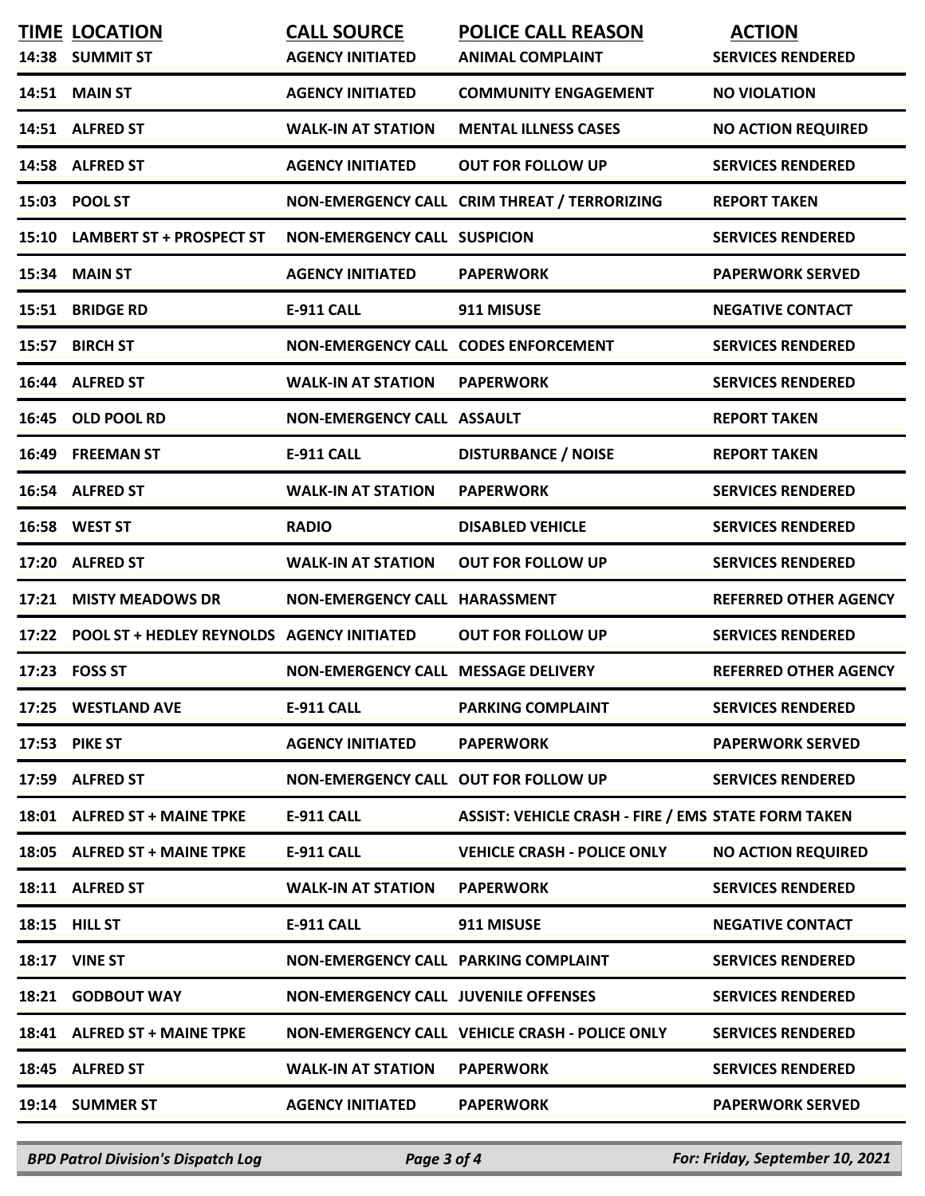| TIME | LOCATION | CALL SOURCE | POLICE CALL REASON | ACTION |
|---|---|---|---|---|
| 14:38 | SUMMIT ST | AGENCY INITIATED | ANIMAL COMPLAINT | SERVICES RENDERED |
| 14:51 | MAIN ST | AGENCY INITIATED | COMMUNITY ENGAGEMENT | NO VIOLATION |
| 14:51 | ALFRED ST | WALK-IN AT STATION | MENTAL ILLNESS CASES | NO ACTION REQUIRED |
| 14:58 | ALFRED ST | AGENCY INITIATED | OUT FOR FOLLOW UP | SERVICES RENDERED |
| 15:03 | POOL ST | NON-EMERGENCY CALL | CRIM THREAT / TERRORIZING | REPORT TAKEN |
| 15:10 | LAMBERT ST + PROSPECT ST | NON-EMERGENCY CALL | SUSPICION | SERVICES RENDERED |
| 15:34 | MAIN ST | AGENCY INITIATED | PAPERWORK | PAPERWORK SERVED |
| 15:51 | BRIDGE RD | E-911 CALL | 911 MISUSE | NEGATIVE CONTACT |
| 15:57 | BIRCH ST | NON-EMERGENCY CALL | CODES ENFORCEMENT | SERVICES RENDERED |
| 16:44 | ALFRED ST | WALK-IN AT STATION | PAPERWORK | SERVICES RENDERED |
| 16:45 | OLD POOL RD | NON-EMERGENCY CALL | ASSAULT | REPORT TAKEN |
| 16:49 | FREEMAN ST | E-911 CALL | DISTURBANCE / NOISE | REPORT TAKEN |
| 16:54 | ALFRED ST | WALK-IN AT STATION | PAPERWORK | SERVICES RENDERED |
| 16:58 | WEST ST | RADIO | DISABLED VEHICLE | SERVICES RENDERED |
| 17:20 | ALFRED ST | WALK-IN AT STATION | OUT FOR FOLLOW UP | SERVICES RENDERED |
| 17:21 | MISTY MEADOWS DR | NON-EMERGENCY CALL | HARASSMENT | REFERRED OTHER AGENCY |
| 17:22 | POOL ST + HEDLEY REYNOLDS | AGENCY INITIATED | OUT FOR FOLLOW UP | SERVICES RENDERED |
| 17:23 | FOSS ST | NON-EMERGENCY CALL | MESSAGE DELIVERY | REFERRED OTHER AGENCY |
| 17:25 | WESTLAND AVE | E-911 CALL | PARKING COMPLAINT | SERVICES RENDERED |
| 17:53 | PIKE ST | AGENCY INITIATED | PAPERWORK | PAPERWORK SERVED |
| 17:59 | ALFRED ST | NON-EMERGENCY CALL | OUT FOR FOLLOW UP | SERVICES RENDERED |
| 18:01 | ALFRED ST + MAINE TPKE | E-911 CALL | ASSIST: VEHICLE CRASH - FIRE / EMS | STATE FORM TAKEN |
| 18:05 | ALFRED ST + MAINE TPKE | E-911 CALL | VEHICLE CRASH - POLICE ONLY | NO ACTION REQUIRED |
| 18:11 | ALFRED ST | WALK-IN AT STATION | PAPERWORK | SERVICES RENDERED |
| 18:15 | HILL ST | E-911 CALL | 911 MISUSE | NEGATIVE CONTACT |
| 18:17 | VINE ST | NON-EMERGENCY CALL | PARKING COMPLAINT | SERVICES RENDERED |
| 18:21 | GODBOUT WAY | NON-EMERGENCY CALL | JUVENILE OFFENSES | SERVICES RENDERED |
| 18:41 | ALFRED ST + MAINE TPKE | NON-EMERGENCY CALL | VEHICLE CRASH - POLICE ONLY | SERVICES RENDERED |
| 18:45 | ALFRED ST | WALK-IN AT STATION | PAPERWORK | SERVICES RENDERED |
| 19:14 | SUMMER ST | AGENCY INITIATED | PAPERWORK | PAPERWORK SERVED |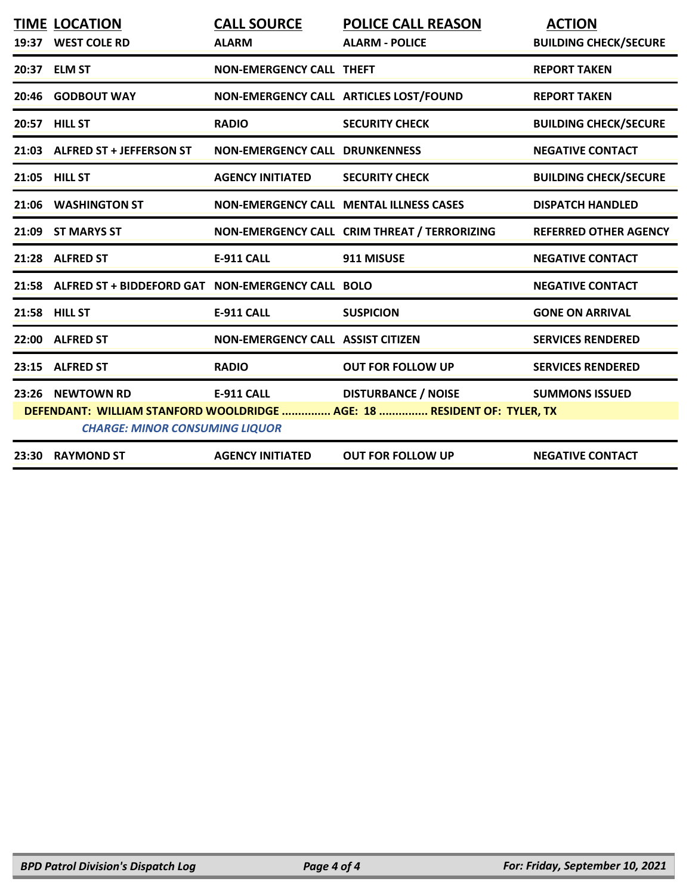| TIME | LOCATION | CALL SOURCE | POLICE CALL REASON | ACTION |
| --- | --- | --- | --- | --- |
| 19:37 | WEST COLE RD | ALARM | ALARM - POLICE | BUILDING CHECK/SECURE |
| 20:37 | ELM ST | NON-EMERGENCY CALL | THEFT | REPORT TAKEN |
| 20:46 | GODBOUT WAY | NON-EMERGENCY CALL | ARTICLES LOST/FOUND | REPORT TAKEN |
| 20:57 | HILL ST | RADIO | SECURITY CHECK | BUILDING CHECK/SECURE |
| 21:03 | ALFRED ST + JEFFERSON ST | NON-EMERGENCY CALL | DRUNKENNESS | NEGATIVE CONTACT |
| 21:05 | HILL ST | AGENCY INITIATED | SECURITY CHECK | BUILDING CHECK/SECURE |
| 21:06 | WASHINGTON ST | NON-EMERGENCY CALL | MENTAL ILLNESS CASES | DISPATCH HANDLED |
| 21:09 | ST MARYS ST | NON-EMERGENCY CALL | CRIM THREAT / TERRORIZING | REFERRED OTHER AGENCY |
| 21:28 | ALFRED ST | E-911 CALL | 911 MISUSE | NEGATIVE CONTACT |
| 21:58 | ALFRED ST + BIDDEFORD GAT | NON-EMERGENCY CALL | BOLO | NEGATIVE CONTACT |
| 21:58 | HILL ST | E-911 CALL | SUSPICION | GONE ON ARRIVAL |
| 22:00 | ALFRED ST | NON-EMERGENCY CALL | ASSIST CITIZEN | SERVICES RENDERED |
| 23:15 | ALFRED ST | RADIO | OUT FOR FOLLOW UP | SERVICES RENDERED |
| 23:26 | NEWTOWN RD | E-911 CALL | DISTURBANCE / NOISE | SUMMONS ISSUED |
| | DEFENDANT: WILLIAM STANFORD WOOLDRIDGE ............... AGE: 18 ............... RESIDENT OF: TYLER, TX | | | |
| | *CHARGE: MINOR CONSUMING LIQUOR* | | | |
| 23:30 | RAYMOND ST | AGENCY INITIATED | OUT FOR FOLLOW UP | NEGATIVE CONTACT |